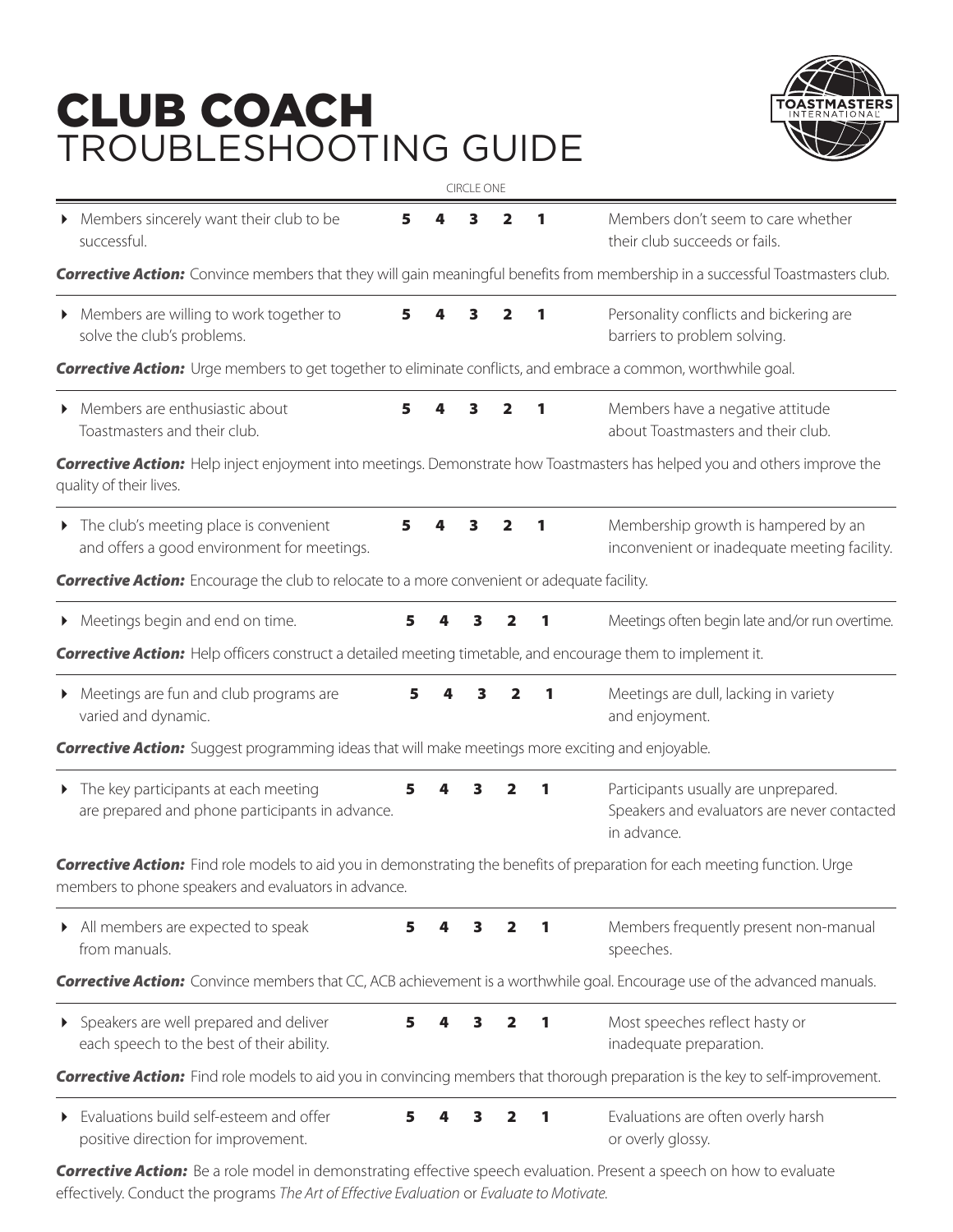# CLUB COACH
## TROUBLESHOOTING GUIDE

| | CIRCLE ONE | |
|---|---|---|
| Members sincerely want their club to be successful. | 5 4 3 2 1 | Members don't seem to care whether their club succeeds or fails. |

***Corrective Action:*** Convince members that they will gain meaningful benefits from membership in a successful Toastmasters club.

| | | |
|---|---|---|
| Members are willing to work together to solve the club's problems. | 5 4 3 2 1 | Personality conflicts and bickering are barriers to problem solving. |

***Corrective Action:*** Urge members to get together to eliminate conflicts, and embrace a common, worthwhile goal.

| | | |
|---|---|---|
| Members are enthusiastic about Toastmasters and their club. | 5 4 3 2 1 | Members have a negative attitude about Toastmasters and their club. |

***Corrective Action:*** Help inject enjoyment into meetings. Demonstrate how Toastmasters has helped you and others improve the quality of their lives.

| | | |
|---|---|---|
| The club's meeting place is convenient and offers a good environment for meetings. | 5 4 3 2 1 | Membership growth is hampered by an inconvenient or inadequate meeting facility. |

***Corrective Action:*** Encourage the club to relocate to a more convenient or adequate facility.

| | | |
|---|---|---|
| Meetings begin and end on time. | 5 4 3 2 1 | Meetings often begin late and/or run overtime. |

***Corrective Action:*** Help officers construct a detailed meeting timetable, and encourage them to implement it.

| | | |
|---|---|---|
| Meetings are fun and club programs are varied and dynamic. | 5 4 3 2 1 | Meetings are dull, lacking in variety and enjoyment. |

***Corrective Action:*** Suggest programming ideas that will make meetings more exciting and enjoyable.

| | | |
|---|---|---|
| The key participants at each meeting are prepared and phone participants in advance. | 5 4 3 2 1 | Participants usually are unprepared. Speakers and evaluators are never contacted in advance. |

***Corrective Action:*** Find role models to aid you in demonstrating the benefits of preparation for each meeting function. Urge members to phone speakers and evaluators in advance.

| | | |
|---|---|---|
| All members are expected to speak from manuals. | 5 4 3 2 1 | Members frequently present non-manual speeches. |

***Corrective Action:*** Convince members that CC, ACB achievement is a worthwhile goal. Encourage use of the advanced manuals.

| | | |
|---|---|---|
| Speakers are well prepared and deliver each speech to the best of their ability. | 5 4 3 2 1 | Most speeches reflect hasty or inadequate preparation. |

***Corrective Action:*** Find role models to aid you in convincing members that thorough preparation is the key to self-improvement.

| | | |
|---|---|---|
| Evaluations build self-esteem and offer positive direction for improvement. | 5 4 3 2 1 | Evaluations are often overly harsh or overly glossy. |

***Corrective Action:*** Be a role model in demonstrating effective speech evaluation. Present a speech on how to evaluate effectively. Conduct the programs *The Art of Effective Evaluation* or *Evaluate to Motivate.*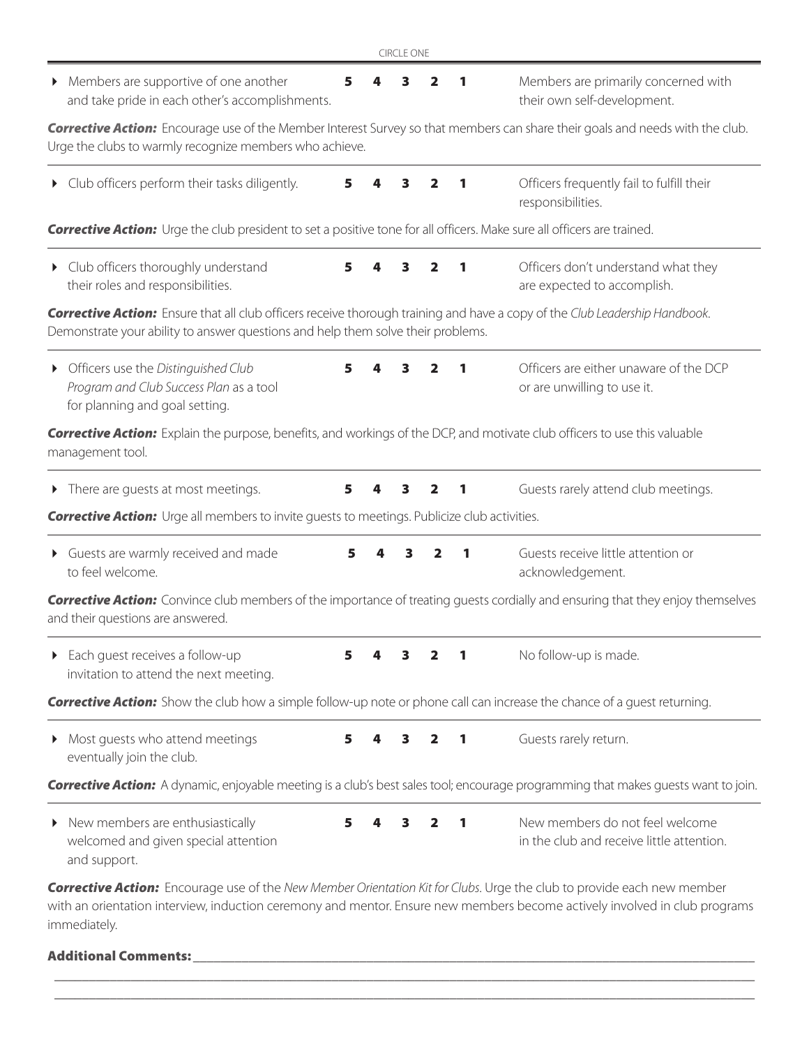| | CIRCLE ONE | |
|---|---|---|
| Members are supportive of one another and take pride in each other's accomplishments. | 5 4 3 2 1 | Members are primarily concerned with their own self-development. |

***Corrective Action:*** Encourage use of the Member Interest Survey so that members can share their goals and needs with the club. Urge the clubs to warmly recognize members who achieve.

| | | |
|---|---|---|
| Club officers perform their tasks diligently. | 5 4 3 2 1 | Officers frequently fail to fulfill their responsibilities. |

***Corrective Action:*** Urge the club president to set a positive tone for all officers. Make sure all officers are trained.

| | | |
|---|---|---|
| Club officers thoroughly understand their roles and responsibilities. | 5 4 3 2 1 | Officers don't understand what they are expected to accomplish. |

***Corrective Action:*** Ensure that all club officers receive thorough training and have a copy of the *Club Leadership Handbook*. Demonstrate your ability to answer questions and help them solve their problems.

| | | |
|---|---|---|
| Officers use the *Distinguished Club Program and Club Success Plan* as a tool for planning and goal setting. | 5 4 3 2 1 | Officers are either unaware of the DCP or are unwilling to use it. |

***Corrective Action:*** Explain the purpose, benefits, and workings of the DCP, and motivate club officers to use this valuable management tool.

| | | |
|---|---|---|
| There are guests at most meetings. | 5 4 3 2 1 | Guests rarely attend club meetings. |

***Corrective Action:*** Urge all members to invite guests to meetings. Publicize club activities.

| | | |
|---|---|---|
| Guests are warmly received and made to feel welcome. | 5 4 3 2 1 | Guests receive little attention or acknowledgement. |

***Corrective Action:*** Convince club members of the importance of treating guests cordially and ensuring that they enjoy themselves and their questions are answered.

| | | |
|---|---|---|
| Each guest receives a follow-up invitation to attend the next meeting. | 5 4 3 2 1 | No follow-up is made. |

***Corrective Action:*** Show the club how a simple follow-up note or phone call can increase the chance of a guest returning.

| | | |
|---|---|---|
| Most guests who attend meetings eventually join the club. | 5 4 3 2 1 | Guests rarely return. |

***Corrective Action:*** A dynamic, enjoyable meeting is a club's best sales tool; encourage programming that makes guests want to join.

| | | |
|---|---|---|
| New members are enthusiastically welcomed and given special attention and support. | 5 4 3 2 1 | New members do not feel welcome in the club and receive little attention. |

***Corrective Action:*** Encourage use of the *New Member Orientation Kit for Clubs*. Urge the club to provide each new member with an orientation interview, induction ceremony and mentor. Ensure new members become actively involved in club programs immediately.

**Additional Comments:** ______________________________________________

______________________________________________

______________________________________________